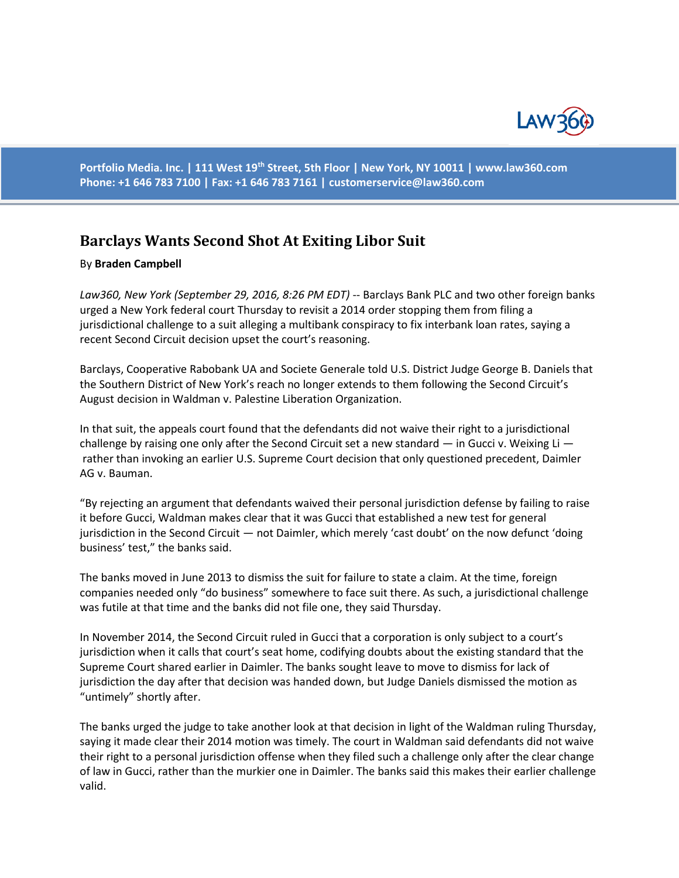Portfolio Media. Inc. | 111 West 19th Street, 5th Floor | New York, NY 10011 | www.law360.com
Phone: +1 646 783 7100 | Fax: +1 646 783 7161 | customerservice@law360.com

# Barclays Wants Second Shot At Exiting Libor Suit

By **Braden Campbell**

*Law360, New York (September 29, 2016, 8:26 PM EDT)* -- Barclays Bank PLC and two other foreign banks urged a New York federal court Thursday to revisit a 2014 order stopping them from filing a jurisdictional challenge to a suit alleging a multibank conspiracy to fix interbank loan rates, saying a recent Second Circuit decision upset the court's reasoning.

Barclays, Cooperative Rabobank UA and Societe Generale told U.S. District Judge George B. Daniels that the Southern District of New York's reach no longer extends to them following the Second Circuit's August decision in Waldman v. Palestine Liberation Organization.

In that suit, the appeals court found that the defendants did not waive their right to a jurisdictional challenge by raising one only after the Second Circuit set a new standard — in Gucci v. Weixing Li — rather than invoking an earlier U.S. Supreme Court decision that only questioned precedent, Daimler AG v. Bauman.

"By rejecting an argument that defendants waived their personal jurisdiction defense by failing to raise it before Gucci, Waldman makes clear that it was Gucci that established a new test for general jurisdiction in the Second Circuit — not Daimler, which merely 'cast doubt' on the now defunct 'doing business' test," the banks said.

The banks moved in June 2013 to dismiss the suit for failure to state a claim. At the time, foreign companies needed only "do business" somewhere to face suit there. As such, a jurisdictional challenge was futile at that time and the banks did not file one, they said Thursday.

In November 2014, the Second Circuit ruled in Gucci that a corporation is only subject to a court's jurisdiction when it calls that court's seat home, codifying doubts about the existing standard that the Supreme Court shared earlier in Daimler. The banks sought leave to move to dismiss for lack of jurisdiction the day after that decision was handed down, but Judge Daniels dismissed the motion as "untimely" shortly after.

The banks urged the judge to take another look at that decision in light of the Waldman ruling Thursday, saying it made clear their 2014 motion was timely. The court in Waldman said defendants did not waive their right to a personal jurisdiction offense when they filed such a challenge only after the clear change of law in Gucci, rather than the murkier one in Daimler. The banks said this makes their earlier challenge valid.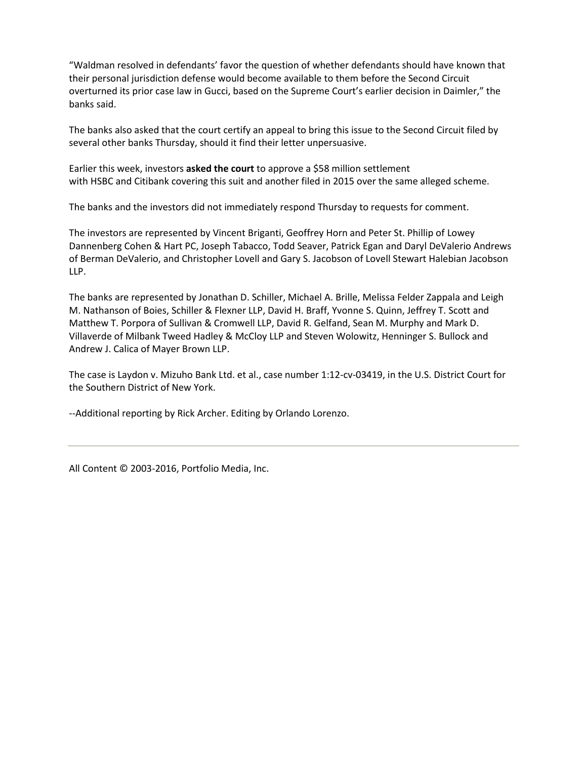“Waldman resolved in defendants’ favor the question of whether defendants should have known that their personal jurisdiction defense would become available to them before the Second Circuit overturned its prior case law in Gucci, based on the Supreme Court’s earlier decision in Daimler,” the banks said.

The banks also asked that the court certify an appeal to bring this issue to the Second Circuit filed by several other banks Thursday, should it find their letter unpersuasive.

Earlier this week, investors **asked the court** to approve a $58 million settlement with HSBC and Citibank covering this suit and another filed in 2015 over the same alleged scheme.

The banks and the investors did not immediately respond Thursday to requests for comment.

The investors are represented by Vincent Briganti, Geoffrey Horn and Peter St. Phillip of Lowey Dannenberg Cohen & Hart PC, Joseph Tabacco, Todd Seaver, Patrick Egan and Daryl DeValerio Andrews of Berman DeValerio, and Christopher Lovell and Gary S. Jacobson of Lovell Stewart Halebian Jacobson LLP.

The banks are represented by Jonathan D. Schiller, Michael A. Brille, Melissa Felder Zappala and Leigh M. Nathanson of Boies, Schiller & Flexner LLP, David H. Braff, Yvonne S. Quinn, Jeffrey T. Scott and Matthew T. Porpora of Sullivan & Cromwell LLP, David R. Gelfand, Sean M. Murphy and Mark D. Villaverde of Milbank Tweed Hadley & McCloy LLP and Steven Wolowitz, Henninger S. Bullock and Andrew J. Calica of Mayer Brown LLP.

The case is Laydon v. Mizuho Bank Ltd. et al., case number 1:12-cv-03419, in the U.S. District Court for the Southern District of New York.

--Additional reporting by Rick Archer. Editing by Orlando Lorenzo.

---

All Content © 2003-2016, Portfolio Media, Inc.